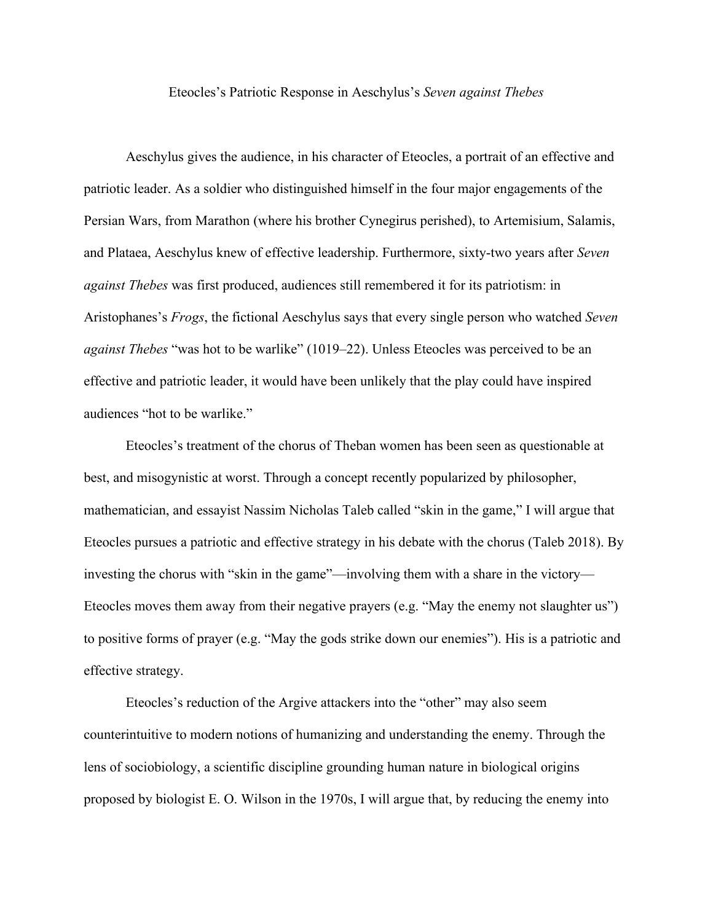# Eteocles's Patriotic Response in Aeschylus's *Seven against Thebes*

Aeschylus gives the audience, in his character of Eteocles, a portrait of an effective and patriotic leader. As a soldier who distinguished himself in the four major engagements of the Persian Wars, from Marathon (where his brother Cynegirus perished), to Artemisium, Salamis, and Plataea, Aeschylus knew of effective leadership. Furthermore, sixty-two years after *Seven against Thebes* was first produced, audiences still remembered it for its patriotism: in Aristophanes's *Frogs*, the fictional Aeschylus says that every single person who watched *Seven against Thebes* "was hot to be warlike" (1019–22). Unless Eteocles was perceived to be an effective and patriotic leader, it would have been unlikely that the play could have inspired audiences "hot to be warlike."

Eteocles's treatment of the chorus of Theban women has been seen as questionable at best, and misogynistic at worst. Through a concept recently popularized by philosopher, mathematician, and essayist Nassim Nicholas Taleb called "skin in the game," I will argue that Eteocles pursues a patriotic and effective strategy in his debate with the chorus (Taleb 2018). By investing the chorus with "skin in the game"—involving them with a share in the victory—Eteocles moves them away from their negative prayers (e.g. "May the enemy not slaughter us") to positive forms of prayer (e.g. "May the gods strike down our enemies"). His is a patriotic and effective strategy.

Eteocles's reduction of the Argive attackers into the "other" may also seem counterintuitive to modern notions of humanizing and understanding the enemy. Through the lens of sociobiology, a scientific discipline grounding human nature in biological origins proposed by biologist E. O. Wilson in the 1970s, I will argue that, by reducing the enemy into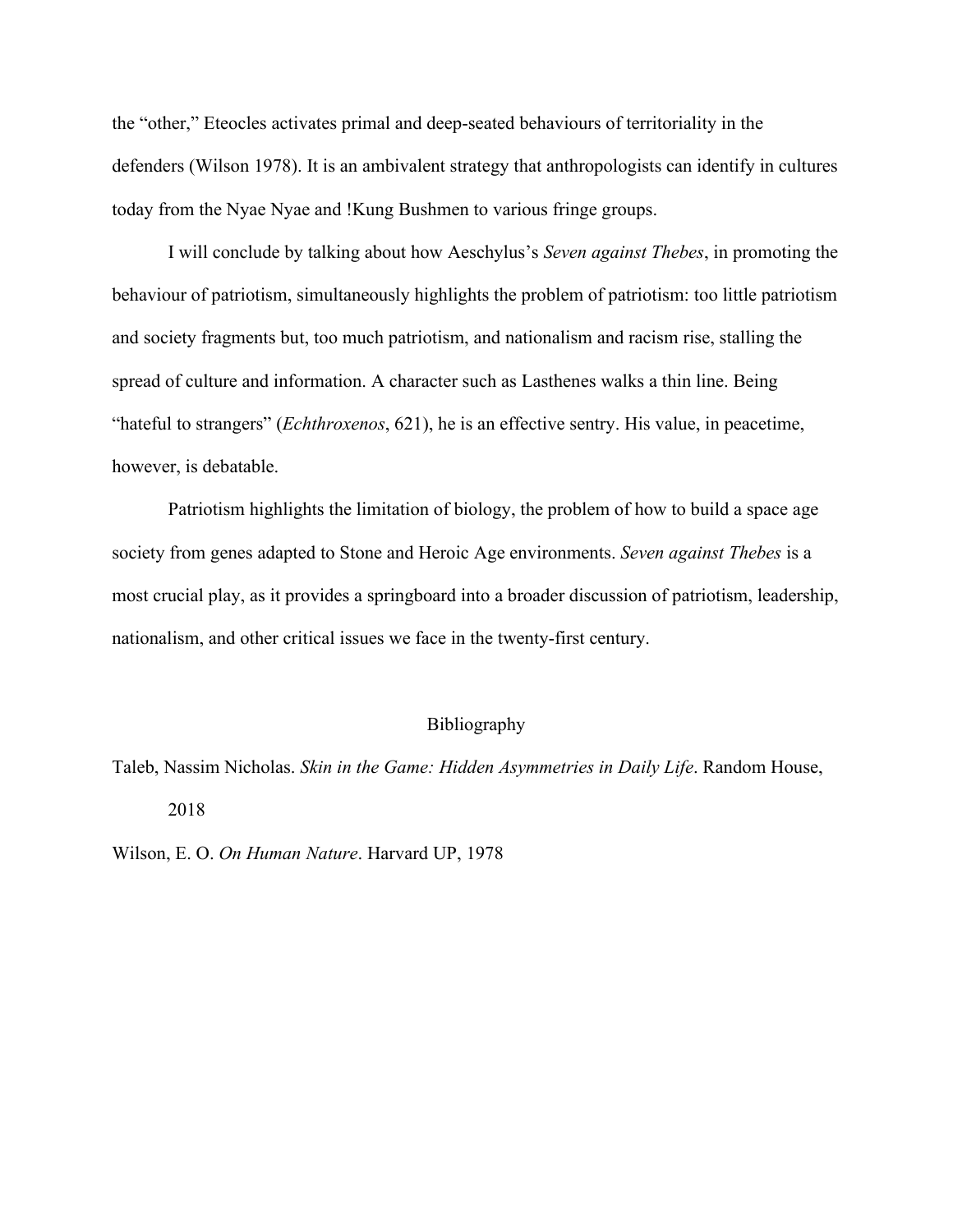the "other," Eteocles activates primal and deep-seated behaviours of territoriality in the defenders (Wilson 1978). It is an ambivalent strategy that anthropologists can identify in cultures today from the Nyae Nyae and !Kung Bushmen to various fringe groups.

I will conclude by talking about how Aeschylus's *Seven against Thebes*, in promoting the behaviour of patriotism, simultaneously highlights the problem of patriotism: too little patriotism and society fragments but, too much patriotism, and nationalism and racism rise, stalling the spread of culture and information. A character such as Lasthenes walks a thin line. Being "hateful to strangers" (*Echthroxenos*, 621), he is an effective sentry. His value, in peacetime, however, is debatable.

Patriotism highlights the limitation of biology, the problem of how to build a space age society from genes adapted to Stone and Heroic Age environments. *Seven against Thebes* is a most crucial play, as it provides a springboard into a broader discussion of patriotism, leadership, nationalism, and other critical issues we face in the twenty-first century.

## Bibliography

Taleb, Nassim Nicholas. *Skin in the Game: Hidden Asymmetries in Daily Life*. Random House, 2018

Wilson, E. O. *On Human Nature*. Harvard UP, 1978